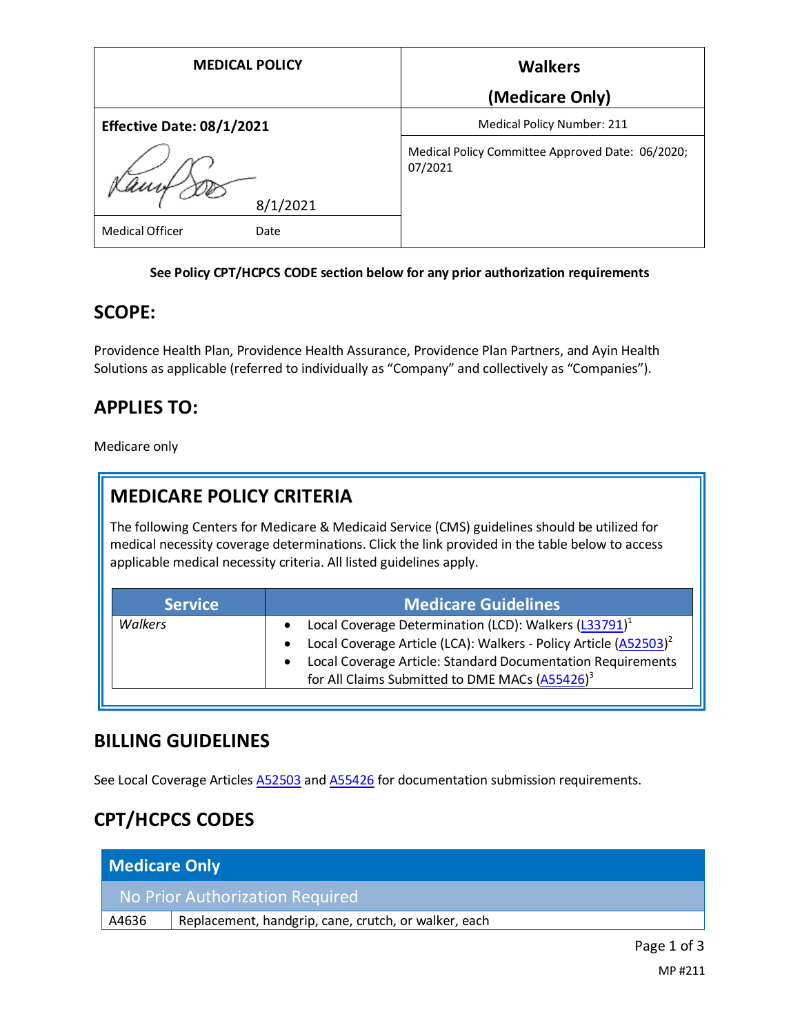| MEDICAL POLICY | Walkers (Medicare Only) |
| --- | --- |
| Effective Date: 08/1/2021 | Medical Policy Number: 211 |
| 8/1/2021 | Medical Policy Committee Approved Date: 06/2020; 07/2021 |
| Medical Officer Date | |

**See Policy CPT/HCPCS CODE section below for any prior authorization requirements**

## SCOPE:

Providence Health Plan, Providence Health Assurance, Providence Plan Partners, and Ayin Health Solutions as applicable (referred to individually as "Company" and collectively as "Companies").

## APPLIES TO:

Medicare only

## MEDICARE POLICY CRITERIA

The following Centers for Medicare & Medicaid Service (CMS) guidelines should be utilized for medical necessity coverage determinations. Click the link provided in the table below to access applicable medical necessity criteria. All listed guidelines apply.

| Service | Medicare Guidelines |
| --- | --- |
| *Walkers* | • Local Coverage Determination (LCD): Walkers (L33791)[1]<br>• Local Coverage Article (LCA): Walkers - Policy Article (A52503)[2]<br>• Local Coverage Article: Standard Documentation Requirements for All Claims Submitted to DME MACs (A55426)[3] |

## BILLING GUIDELINES

See Local Coverage Articles A52503 and A55426 for documentation submission requirements.

## CPT/HCPCS CODES

| Medicare Only | |
| --- | --- |
| No Prior Authorization Required | |
| A4636 | Replacement, handgrip, cane, crutch, or walker, each |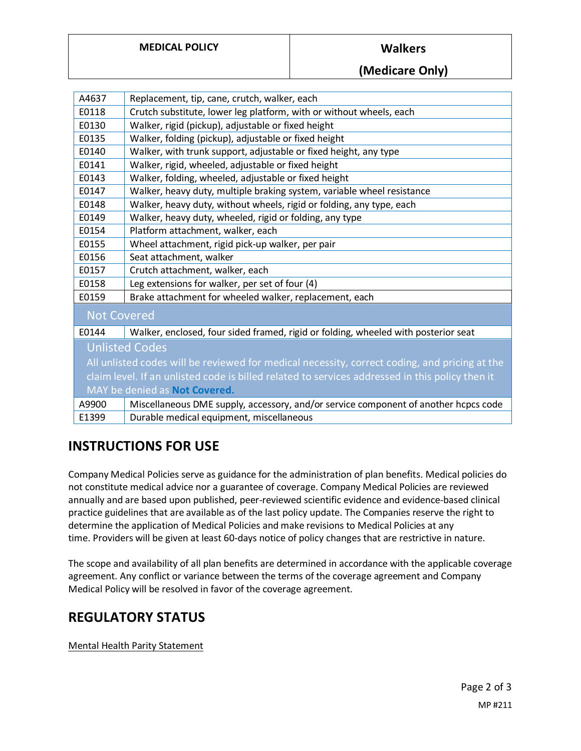| | |
|---|---|
| A4637 | Replacement, tip, cane, crutch, walker, each |
| E0118 | Crutch substitute, lower leg platform, with or without wheels, each |
| E0130 | Walker, rigid (pickup), adjustable or fixed height |
| E0135 | Walker, folding (pickup), adjustable or fixed height |
| E0140 | Walker, with trunk support, adjustable or fixed height, any type |
| E0141 | Walker, rigid, wheeled, adjustable or fixed height |
| E0143 | Walker, folding, wheeled, adjustable or fixed height |
| E0147 | Walker, heavy duty, multiple braking system, variable wheel resistance |
| E0148 | Walker, heavy duty, without wheels, rigid or folding, any type, each |
| E0149 | Walker, heavy duty, wheeled, rigid or folding, any type |
| E0154 | Platform attachment, walker, each |
| E0155 | Wheel attachment, rigid pick-up walker, per pair |
| E0156 | Seat attachment, walker |
| E0157 | Crutch attachment, walker, each |
| E0158 | Leg extensions for walker, per set of four (4) |
| E0159 | Brake attachment for wheeled walker, replacement, each |
| **Not Covered** | |
| E0144 | Walker, enclosed, four sided framed, rigid or folding, wheeled with posterior seat |
| **Unlisted Codes** All unlisted codes will be reviewed for medical necessity, correct coding, and pricing at the claim level. If an unlisted code is billed related to services addressed in this policy then it MAY be denied as **Not Covered.** | |
| A9900 | Miscellaneous DME supply, accessory, and/or service component of another hcpcs code |
| E1399 | Durable medical equipment, miscellaneous |

## INSTRUCTIONS FOR USE

Company Medical Policies serve as guidance for the administration of plan benefits. Medical policies do not constitute medical advice nor a guarantee of coverage. Company Medical Policies are reviewed annually and are based upon published, peer-reviewed scientific evidence and evidence-based clinical practice guidelines that are available as of the last policy update. The Companies reserve the right to determine the application of Medical Policies and make revisions to Medical Policies at any time. Providers will be given at least 60-days notice of policy changes that are restrictive in nature.

The scope and availability of all plan benefits are determined in accordance with the applicable coverage agreement. Any conflict or variance between the terms of the coverage agreement and Company Medical Policy will be resolved in favor of the coverage agreement.

## REGULATORY STATUS

Mental Health Parity Statement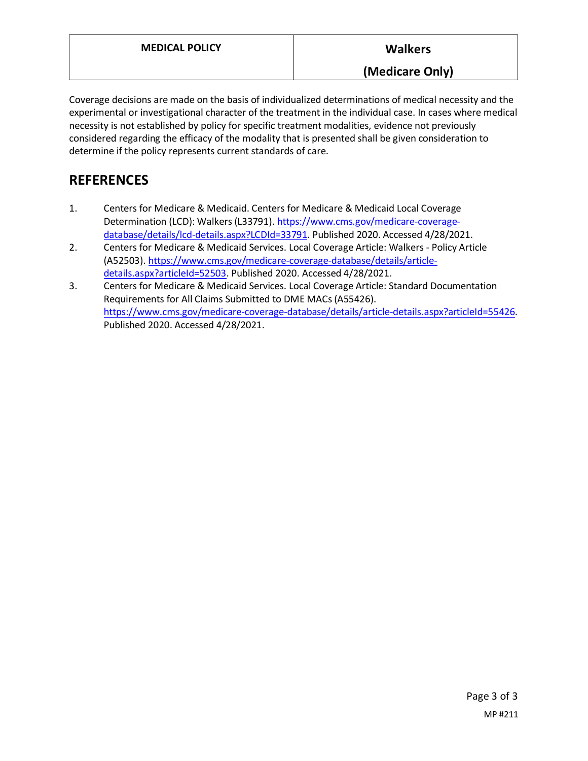Coverage decisions are made on the basis of individualized determinations of medical necessity and the experimental or investigational character of the treatment in the individual case. In cases where medical necessity is not established by policy for specific treatment modalities, evidence not previously considered regarding the efficacy of the modality that is presented shall be given consideration to determine if the policy represents current standards of care.

## REFERENCES

1. Centers for Medicare & Medicaid. Centers for Medicare & Medicaid Local Coverage Determination (LCD): Walkers (L33791). https://www.cms.gov/medicare-coverage-database/details/lcd-details.aspx?LCDId=33791. Published 2020. Accessed 4/28/2021.
2. Centers for Medicare & Medicaid Services. Local Coverage Article: Walkers - Policy Article (A52503). https://www.cms.gov/medicare-coverage-database/details/article-details.aspx?articleId=52503. Published 2020. Accessed 4/28/2021.
3. Centers for Medicare & Medicaid Services. Local Coverage Article: Standard Documentation Requirements for All Claims Submitted to DME MACs (A55426). https://www.cms.gov/medicare-coverage-database/details/article-details.aspx?articleId=55426. Published 2020. Accessed 4/28/2021.